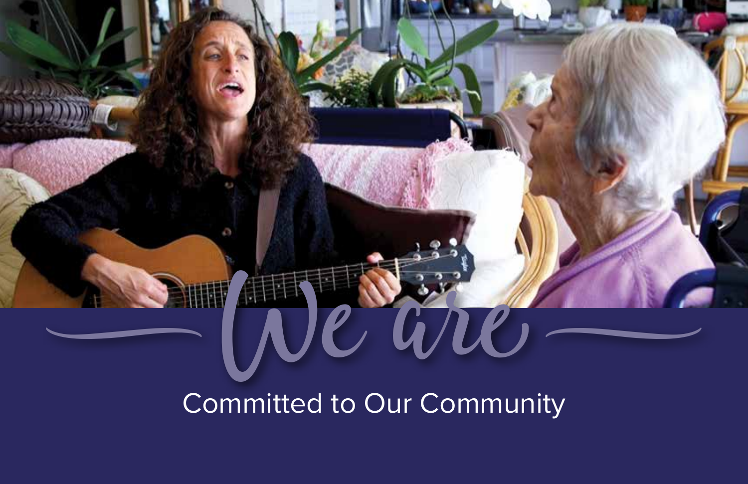# We are

Committed to Our Community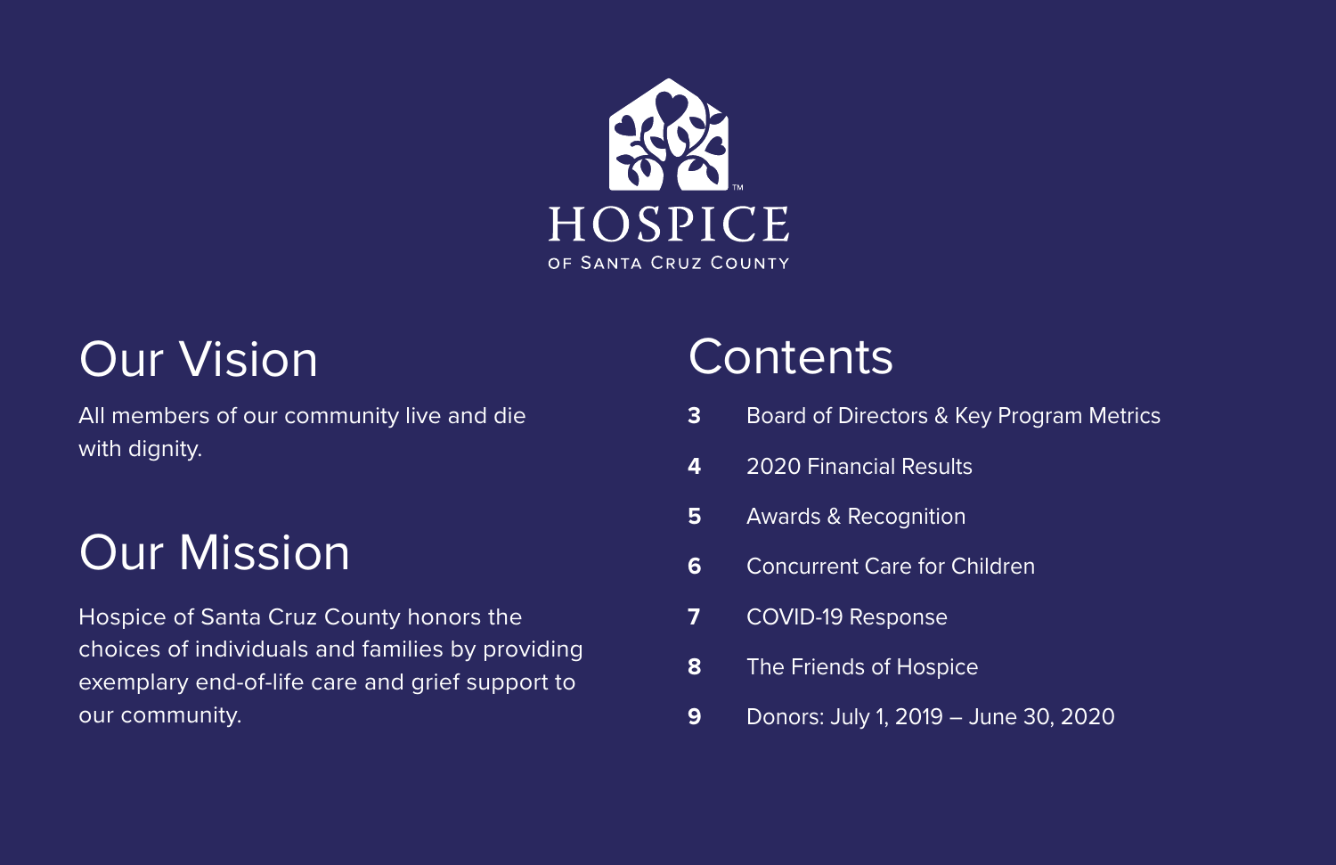HOSPICE
OF SANTA CRUZ COUNTY

## Our Vision

All members of our community live and die with dignity.

## Our Mission

Hospice of Santa Cruz County honors the choices of individuals and families by providing exemplary end-of-life care and grief support to our community.

## Contents

| | |
|---|---|
| **3** | Board of Directors & Key Program Metrics |
| **4** | 2020 Financial Results |
| **5** | Awards & Recognition |
| **6** | Concurrent Care for Children |
| **7** | COVID-19 Response |
| **8** | The Friends of Hospice |
| **9** | Donors: July 1, 2019 – June 30, 2020 |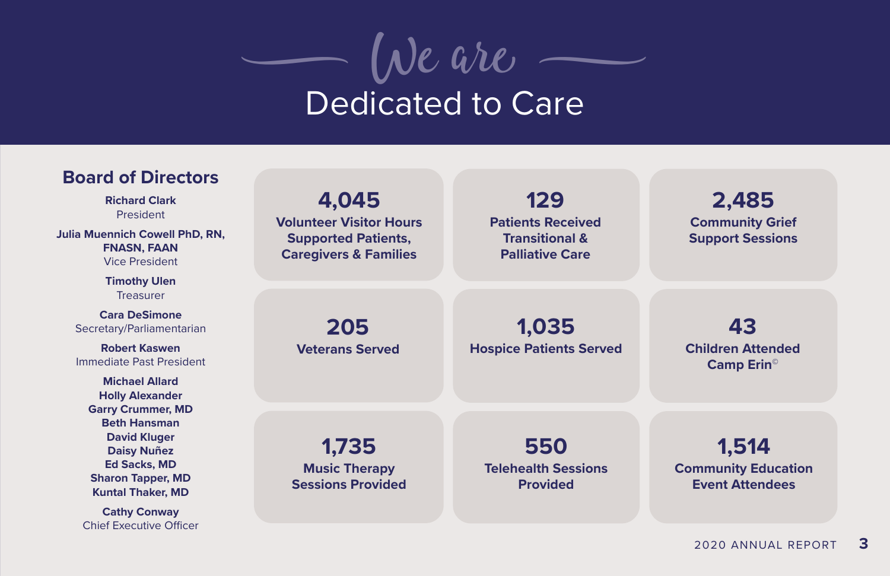# We are Dedicated to Care

## Board of Directors

**Richard Clark**
President

**Julia Muennich Cowell PhD, RN, FNASN, FAAN**
Vice President

**Timothy Ulen**
Treasurer

**Cara DeSimone**
Secretary/Parliamentarian

**Robert Kaswen**
Immediate Past President

**Michael Allard**
**Holly Alexander**
**Garry Crummer, MD**
**Beth Hansman**
**David Kluger**
**Daisy Nuñez**
**Ed Sacks, MD**
**Sharon Tapper, MD**
**Kuntal Thaker, MD**

**Cathy Conway**
Chief Executive Officer

---

**4,045**
Volunteer Visitor Hours Supported Patients, Caregivers & Families

**129**
Patients Received Transitional & Palliative Care

**2,485**
Community Grief Support Sessions

**205**
Veterans Served

**1,035**
Hospice Patients Served

**43**
Children Attended Camp Erin©

**1,735**
Music Therapy Sessions Provided

**550**
Telehealth Sessions Provided

**1,514**
Community Education Event Attendees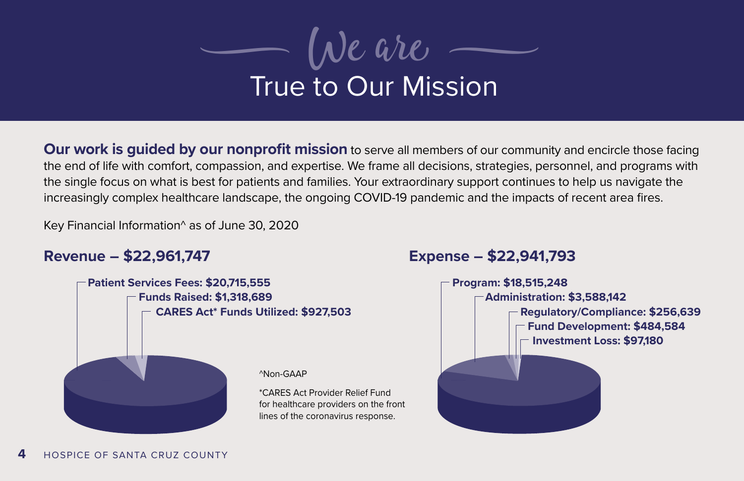# We are True to Our Mission

**Our work is guided by our nonprofit mission** to serve all members of our community and encircle those facing the end of life with comfort, compassion, and expertise. We frame all decisions, strategies, personnel, and programs with the single focus on what is best for patients and families. Your extraordinary support continues to help us navigate the increasingly complex healthcare landscape, the ongoing COVID-19 pandemic and the impacts of recent area fires.

Key Financial Information^ as of June 30, 2020

## Revenue – $22,961,747

**Patient Services Fees: $20,715,555**

**Funds Raised: $1,318,689**

**CARES Act* Funds Utilized: $927,503**

^Non-GAAP

*CARES Act Provider Relief Fund for healthcare providers on the front lines of the coronavirus response.

## Expense – $22,941,793

**Program: $18,515,248**

**Administration: $3,588,142**

**Regulatory/Compliance: $256,639**

**Fund Development: $484,584**

**Investment Loss: $97,180**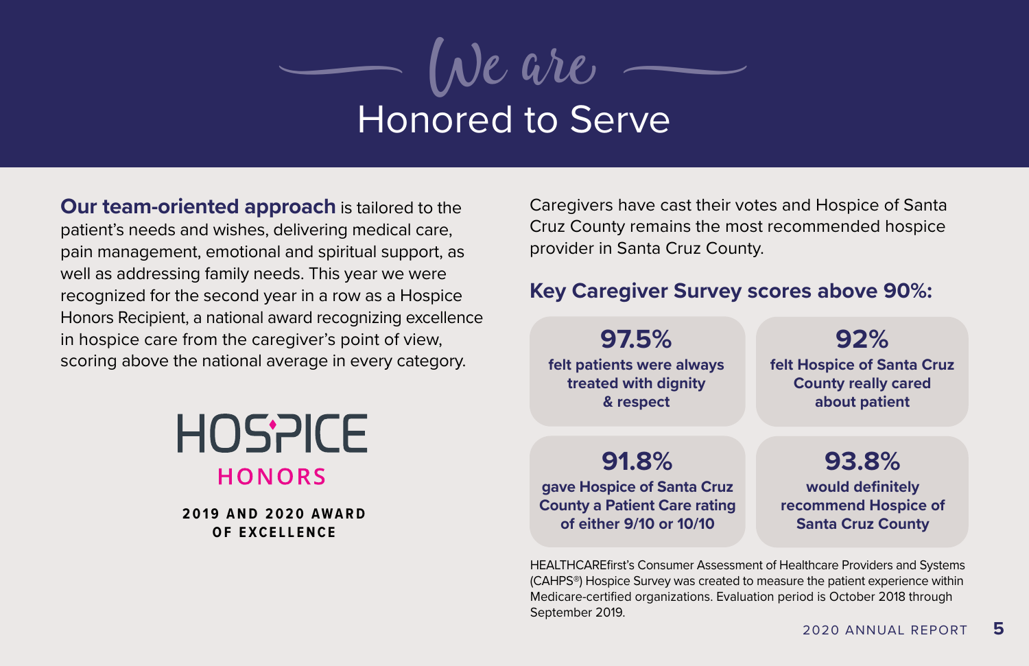# We are Honored to Serve

**Our team-oriented approach** is tailored to the patient's needs and wishes, delivering medical care, pain management, emotional and spiritual support, as well as addressing family needs. This year we were recognized for the second year in a row as a Hospice Honors Recipient, a national award recognizing excellence in hospice care from the caregiver's point of view, scoring above the national average in every category.

HOSPICE HONORS

**2019 AND 2020 AWARD OF EXCELLENCE**

Caregivers have cast their votes and Hospice of Santa Cruz County remains the most recommended hospice provider in Santa Cruz County.

## Key Caregiver Survey scores above 90%:

**97.5%**
**felt patients were always treated with dignity & respect**

**92%**
**felt Hospice of Santa Cruz County really cared about patient**

**91.8%**
**gave Hospice of Santa Cruz County a Patient Care rating of either 9/10 or 10/10**

**93.8%**
**would definitely recommend Hospice of Santa Cruz County**

HEALTHCAREfirst's Consumer Assessment of Healthcare Providers and Systems (CAHPS®) Hospice Survey was created to measure the patient experience within Medicare-certified organizations. Evaluation period is October 2018 through September 2019.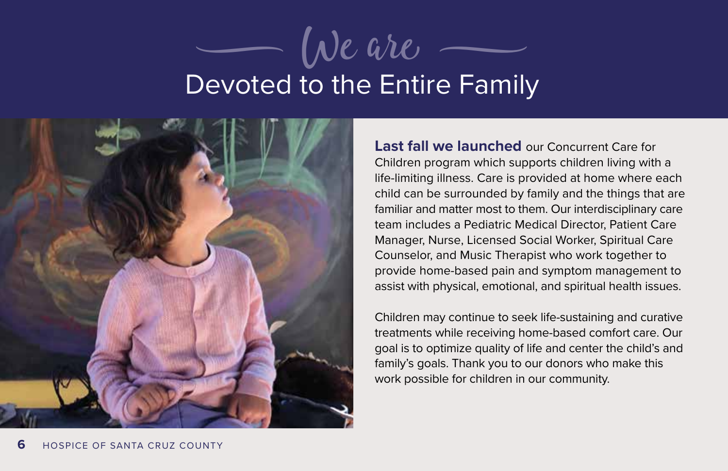# We are
# Devoted to the Entire Family

**Last fall we launched** our Concurrent Care for Children program which supports children living with a life-limiting illness. Care is provided at home where each child can be surrounded by family and the things that are familiar and matter most to them. Our interdisciplinary care team includes a Pediatric Medical Director, Patient Care Manager, Nurse, Licensed Social Worker, Spiritual Care Counselor, and Music Therapist who work together to provide home-based pain and symptom management to assist with physical, emotional, and spiritual health issues.

Children may continue to seek life-sustaining and curative treatments while receiving home-based comfort care. Our goal is to optimize quality of life and center the child's and family's goals. Thank you to our donors who make this work possible for children in our community.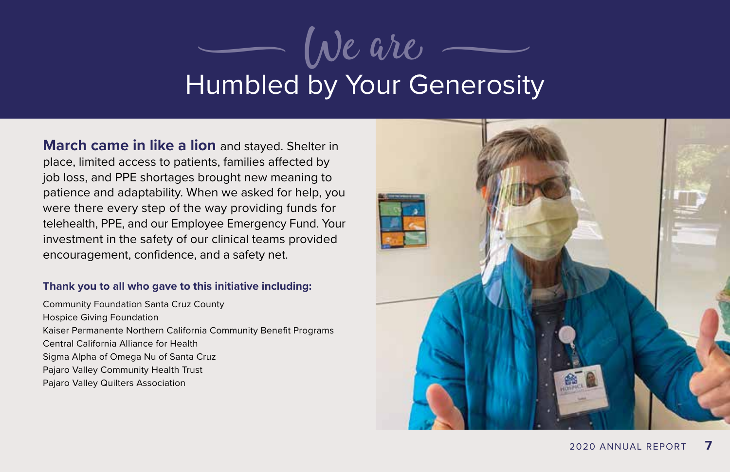*We are*

# Humbled by Your Generosity

**March came in like a lion** and stayed. Shelter in place, limited access to patients, families affected by job loss, and PPE shortages brought new meaning to patience and adaptability. When we asked for help, you were there every step of the way providing funds for telehealth, PPE, and our Employee Emergency Fund. Your investment in the safety of our clinical teams provided encouragement, confidence, and a safety net.

**Thank you to all who gave to this initiative including:**

Community Foundation Santa Cruz County
Hospice Giving Foundation
Kaiser Permanente Northern California Community Benefit Programs
Central California Alliance for Health
Sigma Alpha of Omega Nu of Santa Cruz
Pajaro Valley Community Health Trust
Pajaro Valley Quilters Association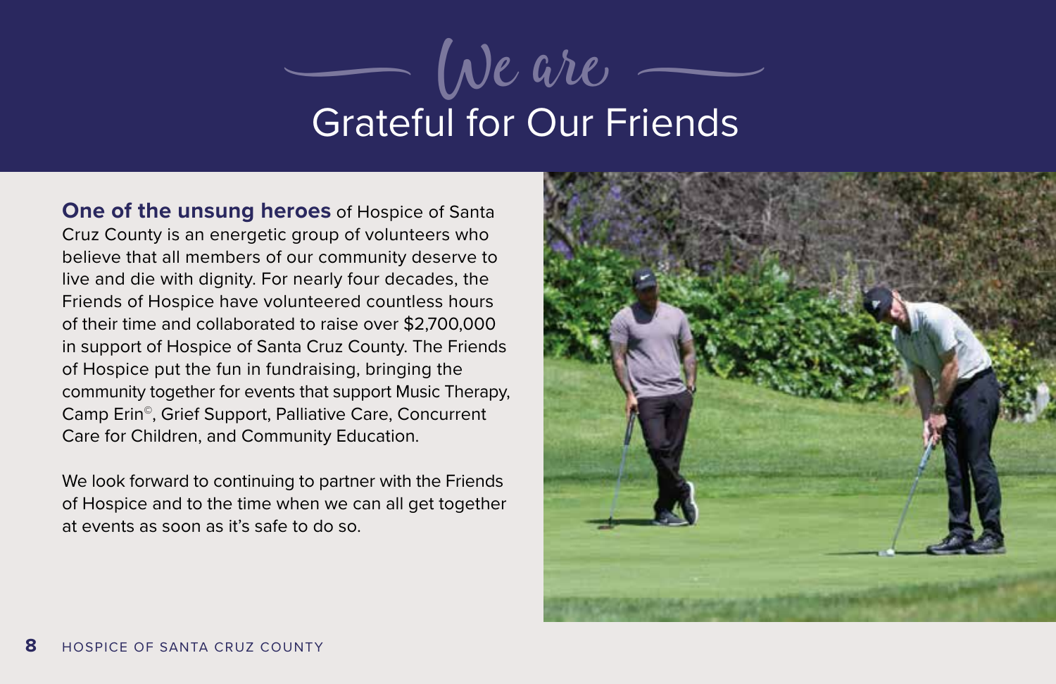# We are
# Grateful for Our Friends

**One of the unsung heroes** of Hospice of Santa Cruz County is an energetic group of volunteers who believe that all members of our community deserve to live and die with dignity. For nearly four decades, the Friends of Hospice have volunteered countless hours of their time and collaborated to raise over $2,700,000 in support of Hospice of Santa Cruz County. The Friends of Hospice put the fun in fundraising, bringing the community together for events that support Music Therapy, Camp Erin©, Grief Support, Palliative Care, Concurrent Care for Children, and Community Education.

We look forward to continuing to partner with the Friends of Hospice and to the time when we can all get together at events as soon as it's safe to do so.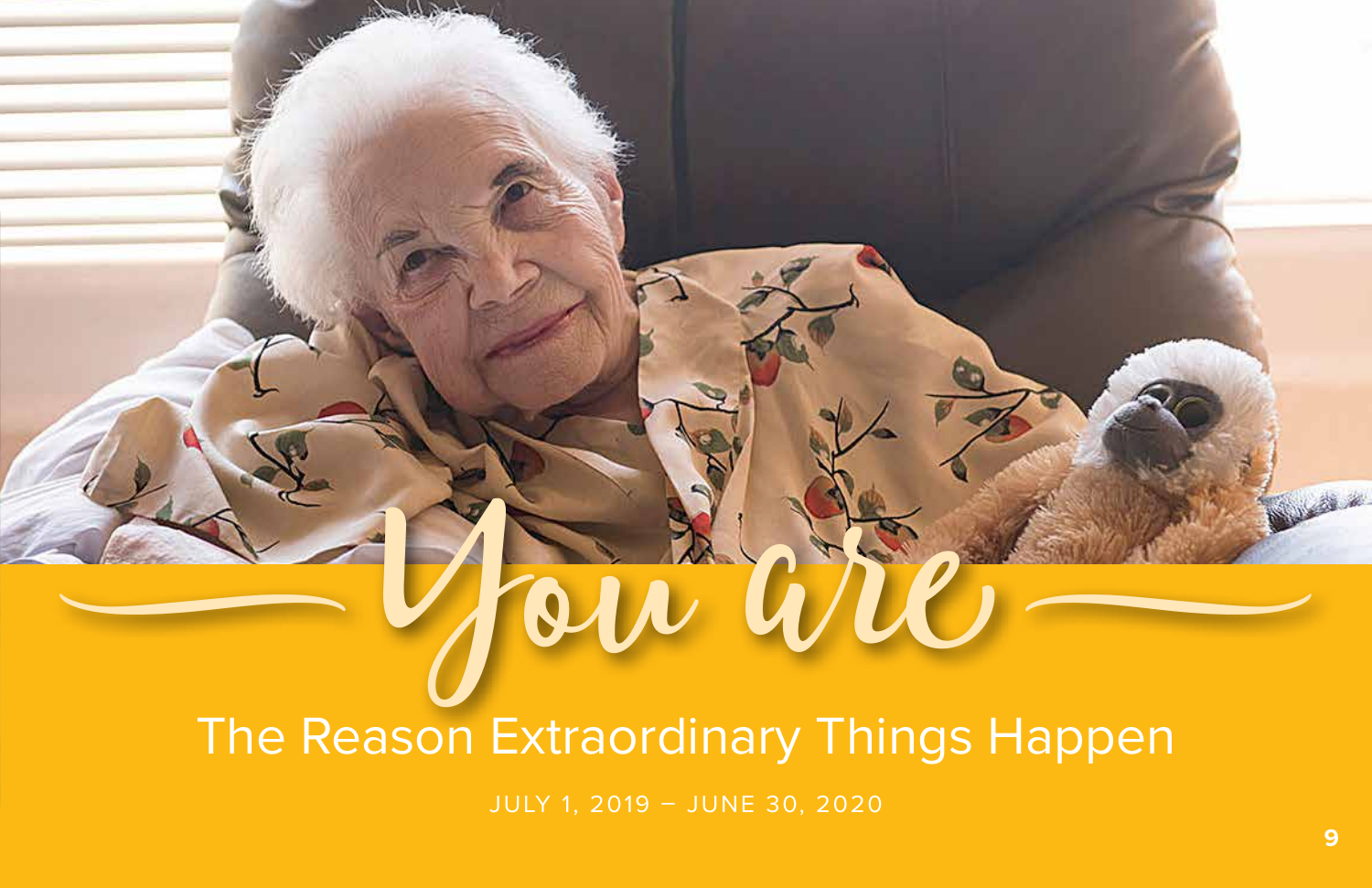# You are

## The Reason Extraordinary Things Happen

JULY 1, 2019 – JUNE 30, 2020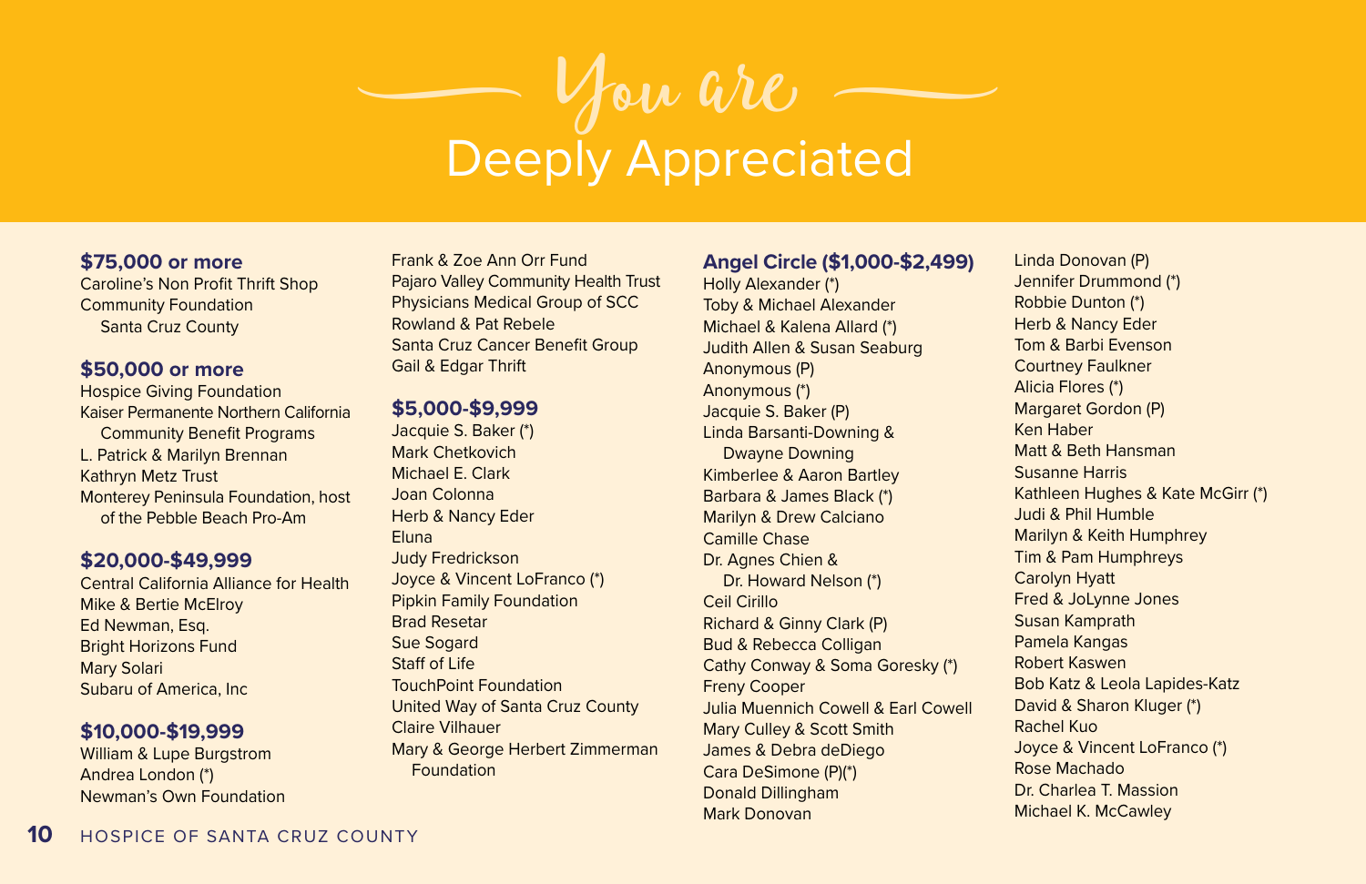# You are Deeply Appreciated

## $75,000 or more

Caroline's Non Profit Thrift Shop
Community Foundation Santa Cruz County

## $50,000 or more

Hospice Giving Foundation
Kaiser Permanente Northern California Community Benefit Programs
L. Patrick & Marilyn Brennan
Kathryn Metz Trust
Monterey Peninsula Foundation, host of the Pebble Beach Pro-Am

## $20,000-$49,999

Central California Alliance for Health
Mike & Bertie McElroy
Ed Newman, Esq.
Bright Horizons Fund
Mary Solari
Subaru of America, Inc

## $10,000-$19,999

William & Lupe Burgstrom
Andrea London (*)
Newman's Own Foundation
Frank & Zoe Ann Orr Fund
Pajaro Valley Community Health Trust
Physicians Medical Group of SCC
Rowland & Pat Rebele
Santa Cruz Cancer Benefit Group
Gail & Edgar Thrift

## $5,000-$9,999

Jacquie S. Baker (*)
Mark Chetkovich
Michael E. Clark
Joan Colonna
Herb & Nancy Eder
Eluna
Judy Fredrickson
Joyce & Vincent LoFranco (*)
Pipkin Family Foundation
Brad Resetar
Sue Sogard
Staff of Life
TouchPoint Foundation
United Way of Santa Cruz County
Claire Vilhauer
Mary & George Herbert Zimmerman Foundation

## Angel Circle ($1,000-$2,499)

Holly Alexander (*)
Toby & Michael Alexander
Michael & Kalena Allard (*)
Judith Allen & Susan Seaburg
Anonymous (P)
Anonymous (*)
Jacquie S. Baker (P)
Linda Barsanti-Downing & Dwayne Downing
Kimberlee & Aaron Bartley
Barbara & James Black (*)
Marilyn & Drew Calciano
Camille Chase
Dr. Agnes Chien & Dr. Howard Nelson (*)
Ceil Cirillo
Richard & Ginny Clark (P)
Bud & Rebecca Colligan
Cathy Conway & Soma Goresky (*)
Freny Cooper
Julia Muennich Cowell & Earl Cowell
Mary Culley & Scott Smith
James & Debra deDiego
Cara DeSimone (P)(*)
Donald Dillingham
Mark Donovan
Linda Donovan (P)
Jennifer Drummond (*)
Robbie Dunton (*)
Herb & Nancy Eder
Tom & Barbi Evenson
Courtney Faulkner
Alicia Flores (*)
Margaret Gordon (P)
Ken Haber
Matt & Beth Hansman
Susanne Harris
Kathleen Hughes & Kate McGirr (*)
Judi & Phil Humble
Marilyn & Keith Humphrey
Tim & Pam Humphreys
Carolyn Hyatt
Fred & JoLynne Jones
Susan Kamprath
Pamela Kangas
Robert Kaswen
Bob Katz & Leola Lapides-Katz
David & Sharon Kluger (*)
Rachel Kuo
Joyce & Vincent LoFranco (*)
Rose Machado
Dr. Charlea T. Massion
Michael K. McCawley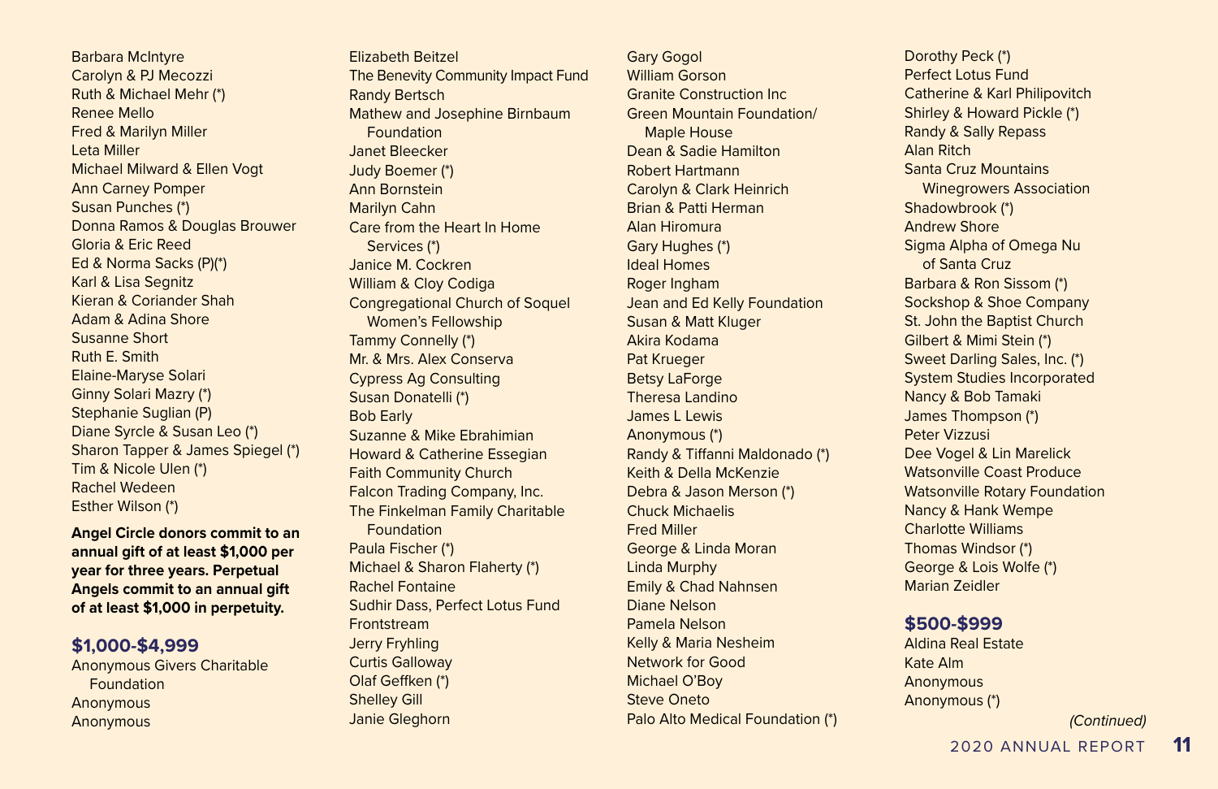Barbara McIntyre
Carolyn & PJ Mecozzi
Ruth & Michael Mehr (*)
Renee Mello
Fred & Marilyn Miller
Leta Miller
Michael Milward & Ellen Vogt
Ann Carney Pomper
Susan Punches (*)
Donna Ramos & Douglas Brouwer
Gloria & Eric Reed
Ed & Norma Sacks (P)(*)
Karl & Lisa Segnitz
Kieran & Coriander Shah
Adam & Adina Shore
Susanne Short
Ruth E. Smith
Elaine-Maryse Solari
Ginny Solari Mazry (*)
Stephanie Suglian (P)
Diane Syrcle & Susan Leo (*)
Sharon Tapper & James Spiegel (*)
Tim & Nicole Ulen (*)
Rachel Wedeen
Esther Wilson (*)

**Angel Circle donors commit to an annual gift of at least $1,000 per year for three years. Perpetual Angels commit to an annual gift of at least $1,000 in perpetuity.**

## $1,000-$4,999

Anonymous Givers Charitable Foundation
Anonymous
Anonymous
Elizabeth Beitzel
The Benevity Community Impact Fund
Randy Bertsch
Mathew and Josephine Birnbaum Foundation
Janet Bleecker
Judy Boemer (*)
Ann Bornstein
Marilyn Cahn
Care from the Heart In Home Services (*)
Janice M. Cockren
William & Cloy Codiga
Congregational Church of Soquel Women's Fellowship
Tammy Connelly (*)
Mr. & Mrs. Alex Conserva
Cypress Ag Consulting
Susan Donatelli (*)
Bob Early
Suzanne & Mike Ebrahimian
Howard & Catherine Essegian
Faith Community Church
Falcon Trading Company, Inc.
The Finkelman Family Charitable Foundation
Paula Fischer (*)
Michael & Sharon Flaherty (*)
Rachel Fontaine
Sudhir Dass, Perfect Lotus Fund
Frontstream
Jerry Fryhling
Curtis Galloway
Olaf Geffken (*)
Shelley Gill
Janie Gleghorn
Gary Gogol
William Gorson
Granite Construction Inc
Green Mountain Foundation/ Maple House
Dean & Sadie Hamilton
Robert Hartmann
Carolyn & Clark Heinrich
Brian & Patti Herman
Alan Hiromura
Gary Hughes (*)
Ideal Homes
Roger Ingham
Jean and Ed Kelly Foundation
Susan & Matt Kluger
Akira Kodama
Pat Krueger
Betsy LaForge
Theresa Landino
James L Lewis
Anonymous (*)
Randy & Tiffanni Maldonado (*)
Keith & Della McKenzie
Debra & Jason Merson (*)
Chuck Michaelis
Fred Miller
George & Linda Moran
Linda Murphy
Emily & Chad Nahnsen
Diane Nelson
Pamela Nelson
Kelly & Maria Nesheim
Network for Good
Michael O'Boy
Steve Oneto
Palo Alto Medical Foundation (*)
Dorothy Peck (*)
Perfect Lotus Fund
Catherine & Karl Philipovitch
Shirley & Howard Pickle (*)
Randy & Sally Repass
Alan Ritch
Santa Cruz Mountains Winegrowers Association
Shadowbrook (*)
Andrew Shore
Sigma Alpha of Omega Nu of Santa Cruz
Barbara & Ron Sissom (*)
Sockshop & Shoe Company
St. John the Baptist Church
Gilbert & Mimi Stein (*)
Sweet Darling Sales, Inc. (*)
System Studies Incorporated
Nancy & Bob Tamaki
James Thompson (*)
Peter Vizzusi
Dee Vogel & Lin Marelick
Watsonville Coast Produce
Watsonville Rotary Foundation
Nancy & Hank Wempe
Charlotte Williams
Thomas Windsor (*)
George & Lois Wolfe (*)
Marian Zeidler

## $500-$999

Aldina Real Estate
Kate Alm
Anonymous
Anonymous (*)

*(Continued)*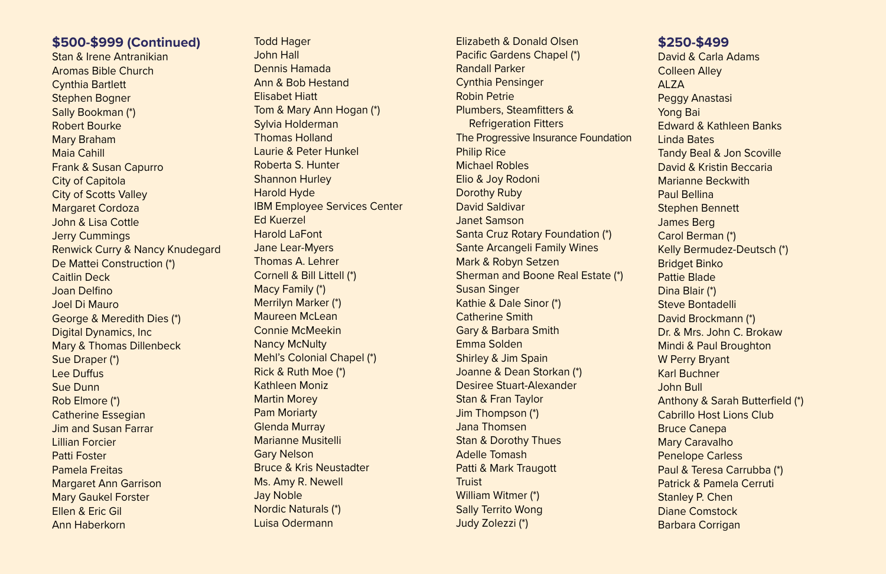## $500-$999 (Continued)

Stan & Irene Antranikian
Aromas Bible Church
Cynthia Bartlett
Stephen Bogner
Sally Bookman (*)
Robert Bourke
Mary Braham
Maia Cahill
Frank & Susan Capurro
City of Capitola
City of Scotts Valley
Margaret Cordoza
John & Lisa Cottle
Jerry Cummings
Renwick Curry & Nancy Knudegard
De Mattei Construction (*)
Caitlin Deck
Joan Delfino
Joel Di Mauro
George & Meredith Dies (*)
Digital Dynamics, Inc
Mary & Thomas Dillenbeck
Sue Draper (*)
Lee Duffus
Sue Dunn
Rob Elmore (*)
Catherine Essegian
Jim and Susan Farrar
Lillian Forcier
Patti Foster
Pamela Freitas
Margaret Ann Garrison
Mary Gaukel Forster
Ellen & Eric Gil
Ann Haberkorn
Todd Hager
John Hall
Dennis Hamada
Ann & Bob Hestand
Elisabet Hiatt
Tom & Mary Ann Hogan (*)
Sylvia Holderman
Thomas Holland
Laurie & Peter Hunkel
Roberta S. Hunter
Shannon Hurley
Harold Hyde
IBM Employee Services Center
Ed Kuerzel
Harold LaFont
Jane Lear-Myers
Thomas A. Lehrer
Cornell & Bill Littell (*)
Macy Family (*)
Merrilyn Marker (*)
Maureen McLean
Connie McMeekin
Nancy McNulty
Mehl's Colonial Chapel (*)
Rick & Ruth Moe (*)
Kathleen Moniz
Martin Morey
Pam Moriarty
Glenda Murray
Marianne Musitelli
Gary Nelson
Bruce & Kris Neustadter
Ms. Amy R. Newell
Jay Noble
Nordic Naturals (*)
Luisa Odermann
Elizabeth & Donald Olsen
Pacific Gardens Chapel (*)
Randall Parker
Cynthia Pensinger
Robin Petrie
Plumbers, Steamfitters & Refrigeration Fitters
The Progressive Insurance Foundation
Philip Rice
Michael Robles
Elio & Joy Rodoni
Dorothy Ruby
David Saldivar
Janet Samson
Santa Cruz Rotary Foundation (*)
Sante Arcangeli Family Wines
Mark & Robyn Setzen
Sherman and Boone Real Estate (*)
Susan Singer
Kathie & Dale Sinor (*)
Catherine Smith
Gary & Barbara Smith
Emma Solden
Shirley & Jim Spain
Joanne & Dean Storkan (*)
Desiree Stuart-Alexander
Stan & Fran Taylor
Jim Thompson (*)
Jana Thomsen
Stan & Dorothy Thues
Adelle Tomash
Patti & Mark Traugott
Truist
William Witmer (*)
Sally Territo Wong
Judy Zolezzi (*)

## $250-$499

David & Carla Adams
Colleen Alley
ALZA
Peggy Anastasi
Yong Bai
Edward & Kathleen Banks
Linda Bates
Tandy Beal & Jon Scoville
David & Kristin Beccaria
Marianne Beckwith
Paul Bellina
Stephen Bennett
James Berg
Carol Berman (*)
Kelly Bermudez-Deutsch (*)
Bridget Binko
Pattie Blade
Dina Blair (*)
Steve Bontadelli
David Brockmann (*)
Dr. & Mrs. John C. Brokaw
Mindi & Paul Broughton
W Perry Bryant
Karl Buchner
John Bull
Anthony & Sarah Butterfield (*)
Cabrillo Host Lions Club
Bruce Canepa
Mary Caravalho
Penelope Carless
Paul & Teresa Carrubba (*)
Patrick & Pamela Cerruti
Stanley P. Chen
Diane Comstock
Barbara Corrigan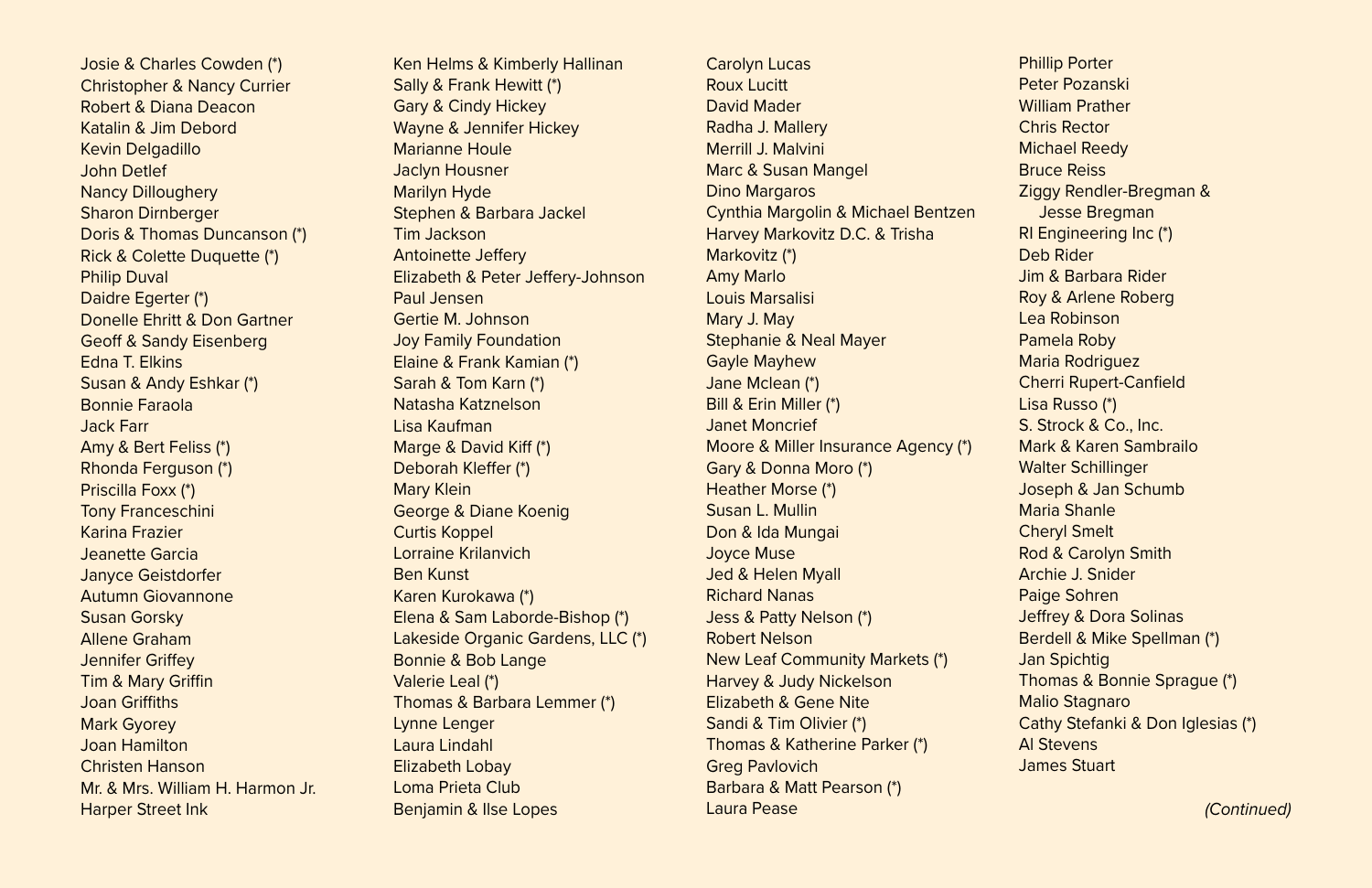Josie & Charles Cowden (*)
Christopher & Nancy Currier
Robert & Diana Deacon
Katalin & Jim Debord
Kevin Delgadillo
John Detlef
Nancy Dilloughery
Sharon Dirnberger
Doris & Thomas Duncanson (*)
Rick & Colette Duquette (*)
Philip Duval
Daidre Egerter (*)
Donelle Ehritt & Don Gartner
Geoff & Sandy Eisenberg
Edna T. Elkins
Susan & Andy Eshkar (*)
Bonnie Faraola
Jack Farr
Amy & Bert Feliss (*)
Rhonda Ferguson (*)
Priscilla Foxx (*)
Tony Franceschini
Karina Frazier
Jeanette Garcia
Janyce Geistdorfer
Autumn Giovannone
Susan Gorsky
Allene Graham
Jennifer Griffey
Tim & Mary Griffin
Joan Griffiths
Mark Gyorey
Joan Hamilton
Christen Hanson
Mr. & Mrs. William H. Harmon Jr.
Harper Street Ink

Ken Helms & Kimberly Hallinan
Sally & Frank Hewitt (*)
Gary & Cindy Hickey
Wayne & Jennifer Hickey
Marianne Houle
Jaclyn Housner
Marilyn Hyde
Stephen & Barbara Jackel
Tim Jackson
Antoinette Jeffery
Elizabeth & Peter Jeffery-Johnson
Paul Jensen
Gertie M. Johnson
Joy Family Foundation
Elaine & Frank Kamian (*)
Sarah & Tom Karn (*)
Natasha Katznelson
Lisa Kaufman
Marge & David Kiff (*)
Deborah Kleffer (*)
Mary Klein
George & Diane Koenig
Curtis Koppel
Lorraine Krilanvich
Ben Kunst
Karen Kurokawa (*)
Elena & Sam Laborde-Bishop (*)
Lakeside Organic Gardens, LLC (*)
Bonnie & Bob Lange
Valerie Leal (*)
Thomas & Barbara Lemmer (*)
Lynne Lenger
Laura Lindahl
Elizabeth Lobay
Loma Prieta Club
Benjamin & Ilse Lopes

Carolyn Lucas
Roux Lucitt
David Mader
Radha J. Mallery
Merrill J. Malvini
Marc & Susan Mangel
Dino Margaros
Cynthia Margolin & Michael Bentzen
Harvey Markovitz D.C. & Trisha Markovitz (*)
Amy Marlo
Louis Marsalisi
Mary J. May
Stephanie & Neal Mayer
Gayle Mayhew
Jane Mclean (*)
Bill & Erin Miller (*)
Janet Moncrief
Moore & Miller Insurance Agency (*)
Gary & Donna Moro (*)
Heather Morse (*)
Susan L. Mullin
Don & Ida Mungai
Joyce Muse
Jed & Helen Myall
Richard Nanas
Jess & Patty Nelson (*)
Robert Nelson
New Leaf Community Markets (*)
Harvey & Judy Nickelson
Elizabeth & Gene Nite
Sandi & Tim Olivier (*)
Thomas & Katherine Parker (*)
Greg Pavlovich
Barbara & Matt Pearson (*)
Laura Pease

Phillip Porter
Peter Pozanski
William Prather
Chris Rector
Michael Reedy
Bruce Reiss
Ziggy Rendler-Bregman & Jesse Bregman
RI Engineering Inc (*)
Deb Rider
Jim & Barbara Rider
Roy & Arlene Roberg
Lea Robinson
Pamela Roby
Maria Rodriguez
Cherri Rupert-Canfield
Lisa Russo (*)
S. Strock & Co., Inc.
Mark & Karen Sambrailo
Walter Schillinger
Joseph & Jan Schumb
Maria Shanle
Cheryl Smelt
Rod & Carolyn Smith
Archie J. Snider
Paige Sohren
Jeffrey & Dora Solinas
Berdell & Mike Spellman (*)
Jan Spichtig
Thomas & Bonnie Sprague (*)
Malio Stagnaro
Cathy Stefanki & Don Iglesias (*)
Al Stevens
James Stuart

*(Continued)*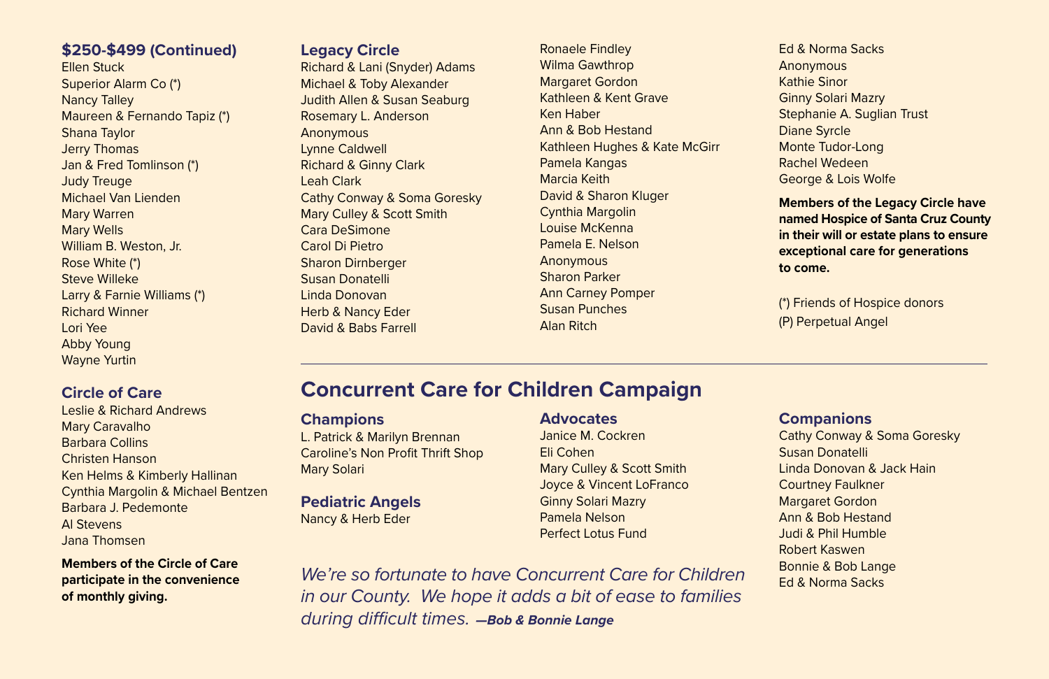## $250-$499 (Continued)

Ellen Stuck
Superior Alarm Co (*)
Nancy Talley
Maureen & Fernando Tapiz (*)
Shana Taylor
Jerry Thomas
Jan & Fred Tomlinson (*)
Judy Treuge
Michael Van Lienden
Mary Warren
Mary Wells
William B. Weston, Jr.
Rose White (*)
Steve Willeke
Larry & Farnie Williams (*)
Richard Winner
Lori Yee
Abby Young
Wayne Yurtin

## Circle of Care

Leslie & Richard Andrews
Mary Caravalho
Barbara Collins
Christen Hanson
Ken Helms & Kimberly Hallinan
Cynthia Margolin & Michael Bentzen
Barbara J. Pedemonte
Al Stevens
Jana Thomsen

**Members of the Circle of Care participate in the convenience of monthly giving.**

## Legacy Circle

Richard & Lani (Snyder) Adams
Michael & Toby Alexander
Judith Allen & Susan Seaburg
Rosemary L. Anderson
Anonymous
Lynne Caldwell
Richard & Ginny Clark
Leah Clark
Cathy Conway & Soma Goresky
Mary Culley & Scott Smith
Cara DeSimone
Carol Di Pietro
Sharon Dirnberger
Susan Donatelli
Linda Donovan
Herb & Nancy Eder
David & Babs Farrell
Ronaele Findley
Wilma Gawthrop
Margaret Gordon
Kathleen & Kent Grave
Ken Haber
Ann & Bob Hestand
Kathleen Hughes & Kate McGirr
Pamela Kangas
Marcia Keith
David & Sharon Kluger
Cynthia Margolin
Louise McKenna
Pamela E. Nelson
Anonymous
Sharon Parker
Ann Carney Pomper
Susan Punches
Alan Ritch
Ed & Norma Sacks
Anonymous
Kathie Sinor
Ginny Solari Mazry
Stephanie A. Suglian Trust
Diane Syrcle
Monte Tudor-Long
Rachel Wedeen
George & Lois Wolfe

**Members of the Legacy Circle have named Hospice of Santa Cruz County in their will or estate plans to ensure exceptional care for generations to come.**

(*) Friends of Hospice donors
(P) Perpetual Angel

# Concurrent Care for Children Campaign

### Champions

L. Patrick & Marilyn Brennan
Caroline's Non Profit Thrift Shop
Mary Solari

### Pediatric Angels

Nancy & Herb Eder

### Advocates

Janice M. Cockren
Eli Cohen
Mary Culley & Scott Smith
Joyce & Vincent LoFranco
Ginny Solari Mazry
Pamela Nelson
Perfect Lotus Fund

### Companions

Cathy Conway & Soma Goresky
Susan Donatelli
Linda Donovan & Jack Hain
Courtney Faulkner
Margaret Gordon
Ann & Bob Hestand
Judi & Phil Humble
Robert Kaswen
Bonnie & Bob Lange
Ed & Norma Sacks

*We're so fortunate to have Concurrent Care for Children in our County. We hope it adds a bit of ease to families during difficult times.* ***—Bob & Bonnie Lange***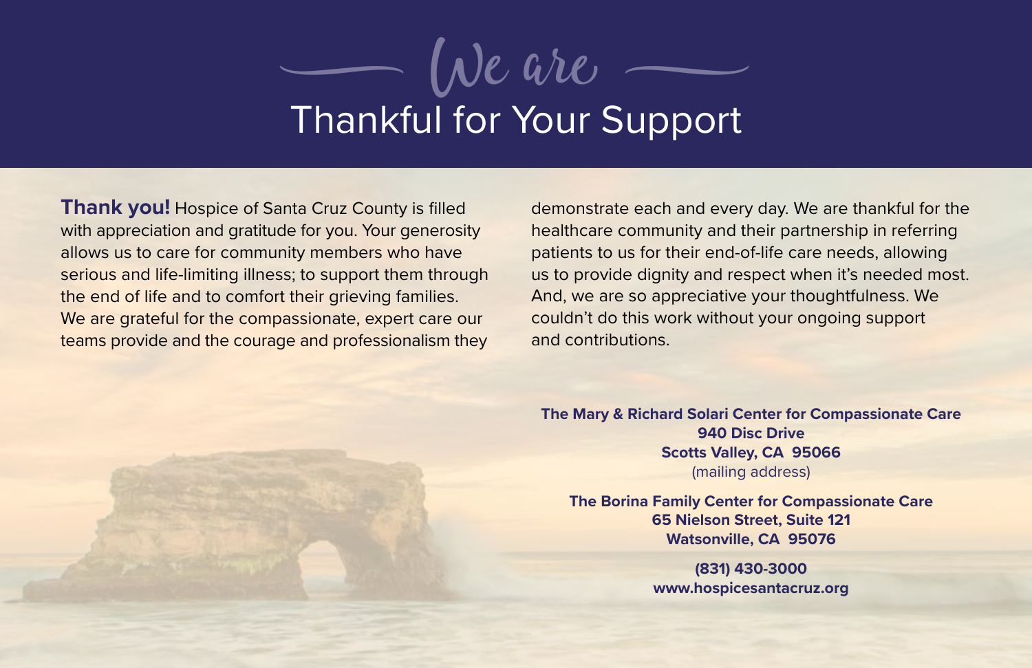# We are Thankful for Your Support

**Thank you!** Hospice of Santa Cruz County is filled with appreciation and gratitude for you. Your generosity allows us to care for community members who have serious and life-limiting illness; to support them through the end of life and to comfort their grieving families. We are grateful for the compassionate, expert care our teams provide and the courage and professionalism they demonstrate each and every day. We are thankful for the healthcare community and their partnership in referring patients to us for their end-of-life care needs, allowing us to provide dignity and respect when it's needed most. And, we are so appreciative your thoughtfulness. We couldn't do this work without your ongoing support and contributions.

**The Mary & Richard Solari Center for Compassionate Care**
**940 Disc Drive**
**Scotts Valley, CA 95066**
(mailing address)

**The Borina Family Center for Compassionate Care**
**65 Nielson Street, Suite 121**
**Watsonville, CA 95076**

**(831) 430-3000**
**www.hospicesantacruz.org**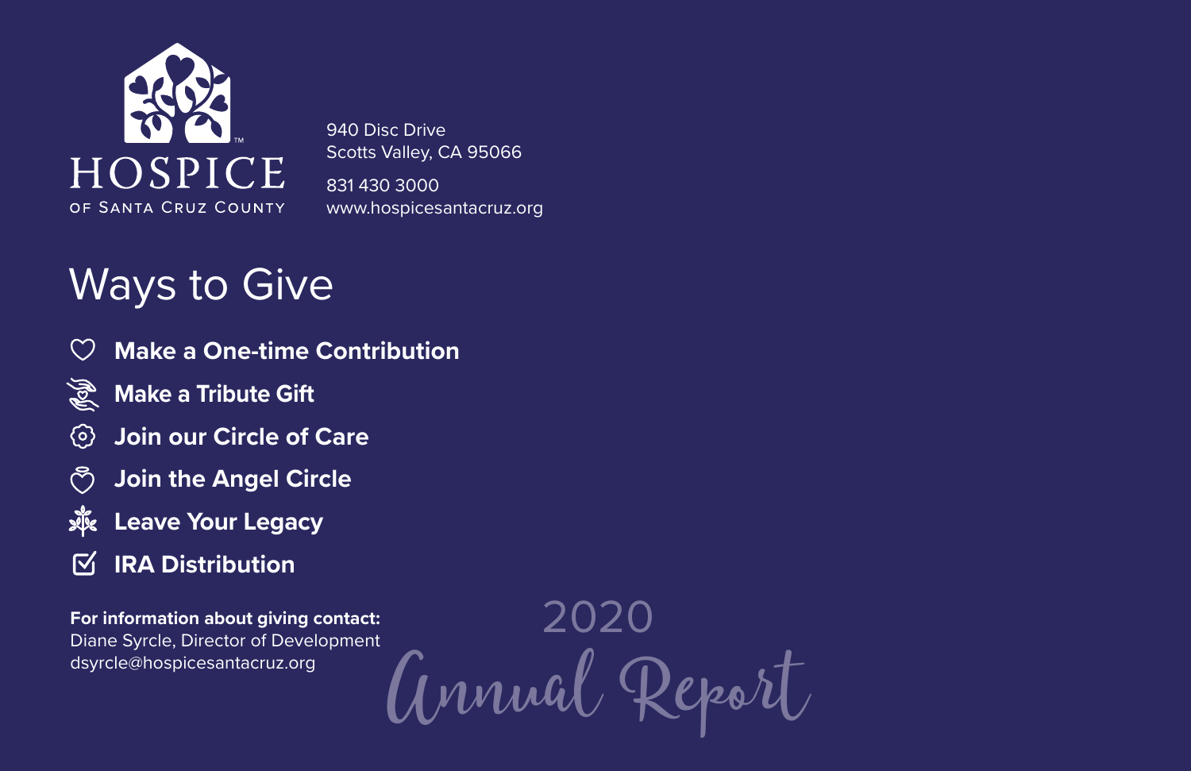HOSPICE
OF SANTA CRUZ COUNTY

940 Disc Drive
Scotts Valley, CA 95066

831 430 3000
www.hospicesantacruz.org

# Ways to Give

- **Make a One-time Contribution**
- **Make a Tribute Gift**
- **Join our Circle of Care**
- **Join the Angel Circle**
- **Leave Your Legacy**
- **IRA Distribution**

**For information about giving contact:**
Diane Syrcle, Director of Development
dsyrcle@hospicesantacruz.org

2020
Annual Report